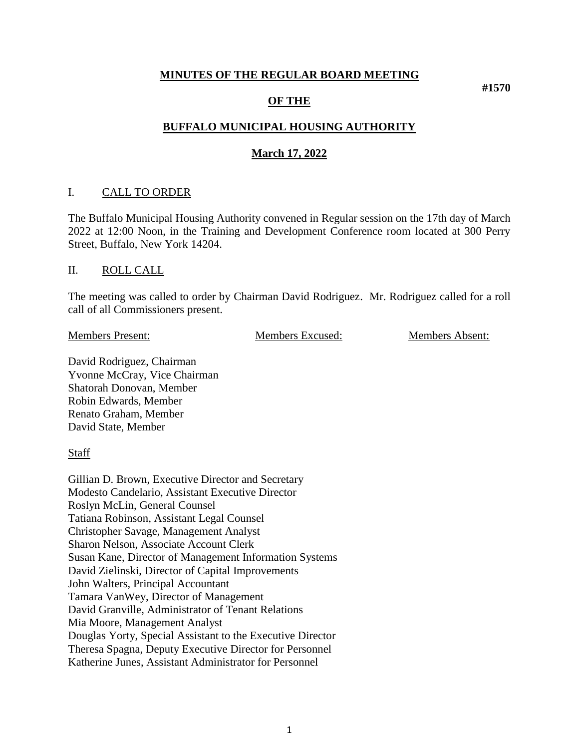# MINUTES OF THE REGULAR BOARD MEETING

**#1570**

## OF THE

## BUFFALO MUNICIPAL HOUSING AUTHORITY

## March 17, 2022

## I. CALL TO ORDER

The Buffalo Municipal Housing Authority convened in Regular session on the 17th day of March 2022 at 12:00 Noon, in the Training and Development Conference room located at 300 Perry Street, Buffalo, New York 14204.

## II. ROLL CALL

The meeting was called to order by Chairman David Rodriguez. Mr. Rodriguez called for a roll call of all Commissioners present.

| Members Present: | Members Excused: | Members Absent: |
|---|---|---|
| David Rodriguez, Chairman | | |
| Yvonne McCray, Vice Chairman | | |
| Shatorah Donovan, Member | | |
| Robin Edwards, Member | | |
| Renato Graham, Member | | |
| David State, Member | | |

Staff

Gillian D. Brown, Executive Director and Secretary
Modesto Candelario, Assistant Executive Director
Roslyn McLin, General Counsel
Tatiana Robinson, Assistant Legal Counsel
Christopher Savage, Management Analyst
Sharon Nelson, Associate Account Clerk
Susan Kane, Director of Management Information Systems
David Zielinski, Director of Capital Improvements
John Walters, Principal Accountant
Tamara VanWey, Director of Management
David Granville, Administrator of Tenant Relations
Mia Moore, Management Analyst
Douglas Yorty, Special Assistant to the Executive Director
Theresa Spagna, Deputy Executive Director for Personnel
Katherine Junes, Assistant Administrator for Personnel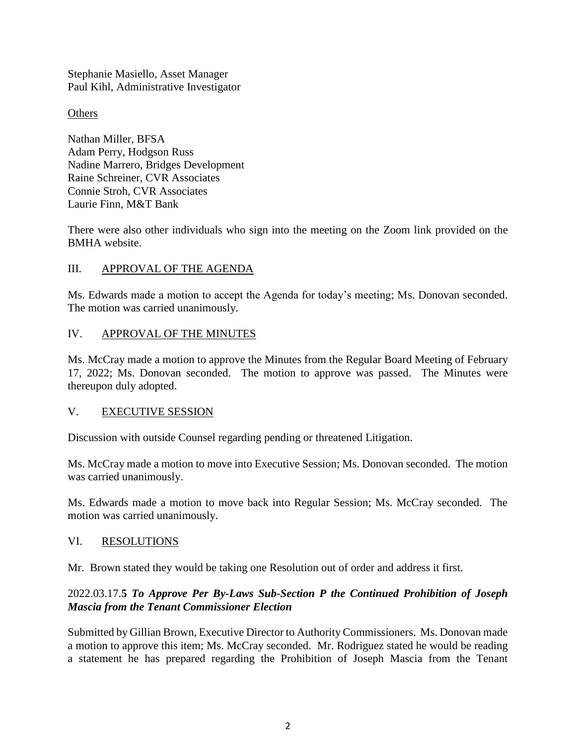Stephanie Masiello, Asset Manager
Paul Kihl, Administrative Investigator

<u>Others</u>

Nathan Miller, BFSA
Adam Perry, Hodgson Russ
Nadine Marrero, Bridges Development
Raine Schreiner, CVR Associates
Connie Stroh, CVR Associates
Laurie Finn, M&T Bank

There were also other individuals who sign into the meeting on the Zoom link provided on the BMHA website.

## III. <u>APPROVAL OF THE AGENDA</u>

Ms. Edwards made a motion to accept the Agenda for today's meeting; Ms. Donovan seconded. The motion was carried unanimously.

## IV. <u>APPROVAL OF THE MINUTES</u>

Ms. McCray made a motion to approve the Minutes from the Regular Board Meeting of February 17, 2022; Ms. Donovan seconded. The motion to approve was passed. The Minutes were thereupon duly adopted.

## V. <u>EXECUTIVE SESSION</u>

Discussion with outside Counsel regarding pending or threatened Litigation.

Ms. McCray made a motion to move into Executive Session; Ms. Donovan seconded. The motion was carried unanimously.

Ms. Edwards made a motion to move back into Regular Session; Ms. McCray seconded. The motion was carried unanimously.

## VI. <u>RESOLUTIONS</u>

Mr. Brown stated they would be taking one Resolution out of order and address it first.

### 2022.03.17.**5** ***To Approve Per By-Laws Sub-Section P the Continued Prohibition of Joseph Mascia from the Tenant Commissioner Election***

Submitted by Gillian Brown, Executive Director to Authority Commissioners. Ms. Donovan made a motion to approve this item; Ms. McCray seconded. Mr. Rodriguez stated he would be reading a statement he has prepared regarding the Prohibition of Joseph Mascia from the Tenant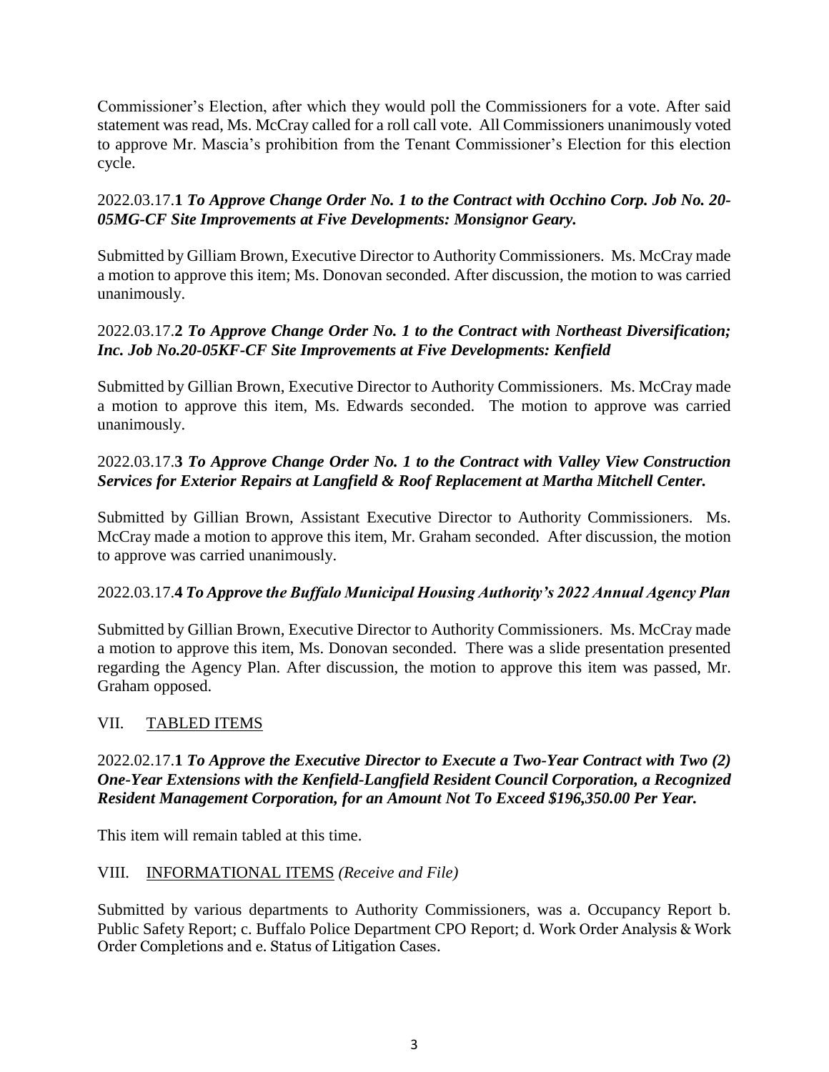Commissioner's Election, after which they would poll the Commissioners for a vote. After said statement was read, Ms. McCray called for a roll call vote. All Commissioners unanimously voted to approve Mr. Mascia's prohibition from the Tenant Commissioner's Election for this election cycle.

2022.03.17.**1** ***To Approve Change Order No. 1 to the Contract with Occhino Corp. Job No. 20-05MG-CF Site Improvements at Five Developments: Monsignor Geary.***

Submitted by Gilliam Brown, Executive Director to Authority Commissioners. Ms. McCray made a motion to approve this item; Ms. Donovan seconded. After discussion, the motion to was carried unanimously.

2022.03.17.**2** ***To Approve Change Order No. 1 to the Contract with Northeast Diversification; Inc. Job No.20-05KF-CF Site Improvements at Five Developments: Kenfield***

Submitted by Gillian Brown, Executive Director to Authority Commissioners. Ms. McCray made a motion to approve this item, Ms. Edwards seconded. The motion to approve was carried unanimously.

2022.03.17.**3** ***To Approve Change Order No. 1 to the Contract with Valley View Construction Services for Exterior Repairs at Langfield & Roof Replacement at Martha Mitchell Center.***

Submitted by Gillian Brown, Assistant Executive Director to Authority Commissioners. Ms. McCray made a motion to approve this item, Mr. Graham seconded. After discussion, the motion to approve was carried unanimously.

2022.03.17.**4** ***To Approve the Buffalo Municipal Housing Authority's 2022 Annual Agency Plan***

Submitted by Gillian Brown, Executive Director to Authority Commissioners. Ms. McCray made a motion to approve this item, Ms. Donovan seconded. There was a slide presentation presented regarding the Agency Plan. After discussion, the motion to approve this item was passed, Mr. Graham opposed.

## VII. TABLED ITEMS

2022.02.17.**1** ***To Approve the Executive Director to Execute a Two-Year Contract with Two (2) One-Year Extensions with the Kenfield-Langfield Resident Council Corporation, a Recognized Resident Management Corporation, for an Amount Not To Exceed $196,350.00 Per Year.***

This item will remain tabled at this time.

## VIII. INFORMATIONAL ITEMS *(Receive and File)*

Submitted by various departments to Authority Commissioners, was a. Occupancy Report b. Public Safety Report; c. Buffalo Police Department CPO Report; d. Work Order Analysis & Work Order Completions and e. Status of Litigation Cases.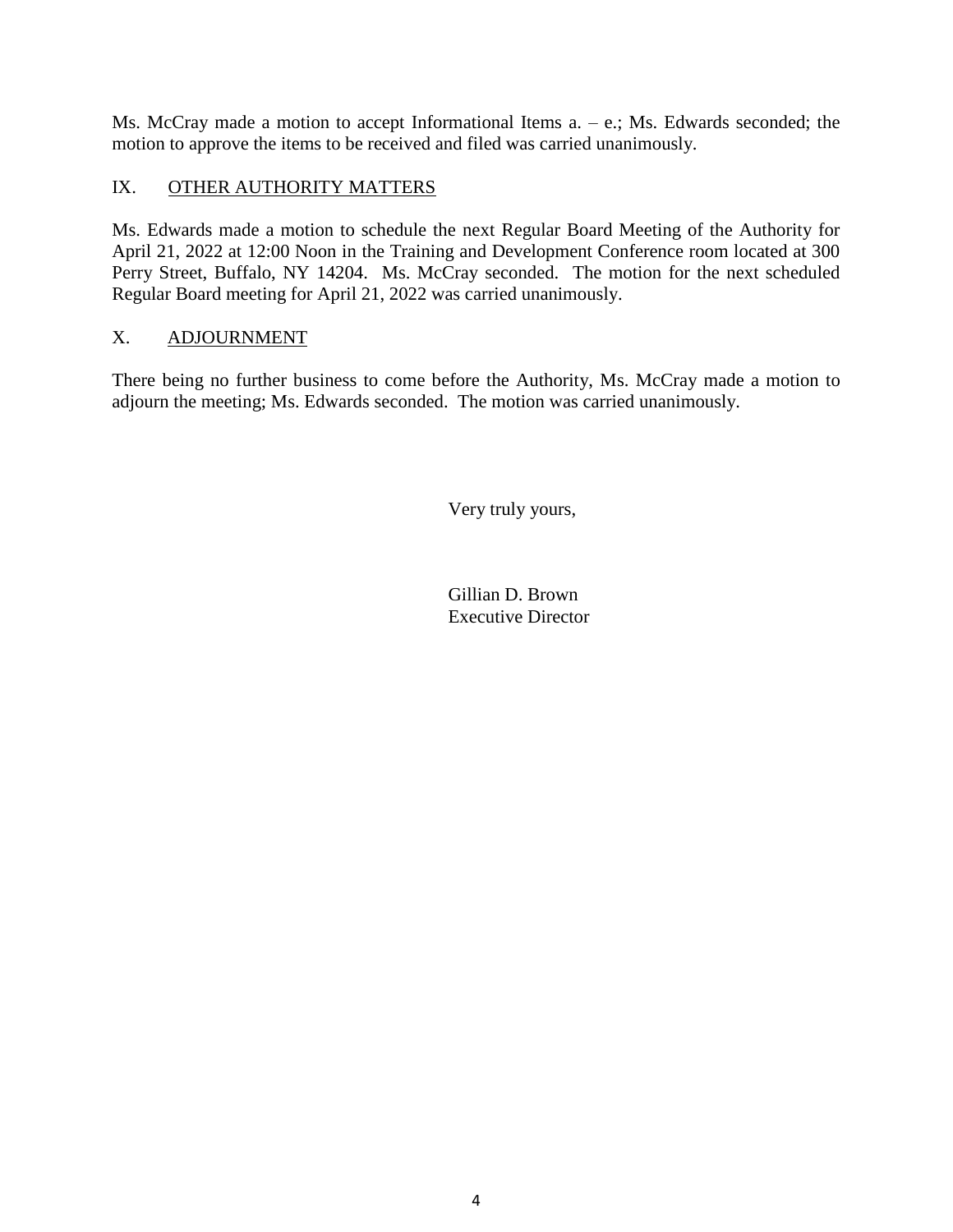Ms. McCray made a motion to accept Informational Items a. – e.; Ms. Edwards seconded; the motion to approve the items to be received and filed was carried unanimously.

## IX. OTHER AUTHORITY MATTERS

Ms. Edwards made a motion to schedule the next Regular Board Meeting of the Authority for April 21, 2022 at 12:00 Noon in the Training and Development Conference room located at 300 Perry Street, Buffalo, NY 14204. Ms. McCray seconded. The motion for the next scheduled Regular Board meeting for April 21, 2022 was carried unanimously.

## X. ADJOURNMENT

There being no further business to come before the Authority, Ms. McCray made a motion to adjourn the meeting; Ms. Edwards seconded. The motion was carried unanimously.

Very truly yours,

Gillian D. Brown
Executive Director